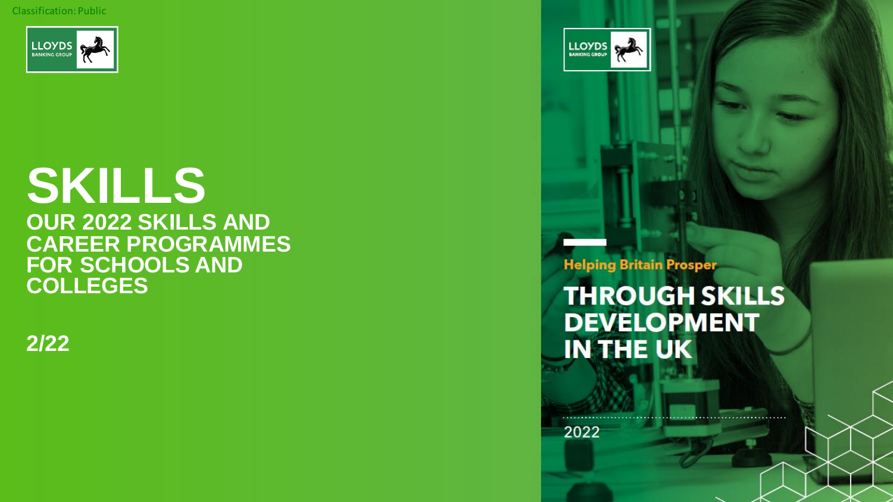Classification: Public

LLOYDS BANKING GROUP

# SKILLS

## OUR 2022 SKILLS AND CAREER PROGRAMMES FOR SCHOOLS AND COLLEGES

**2/22**

LLOYDS BANKING GROUP

Helping Britain Prosper

## THROUGH SKILLS DEVELOPMENT IN THE UK

2022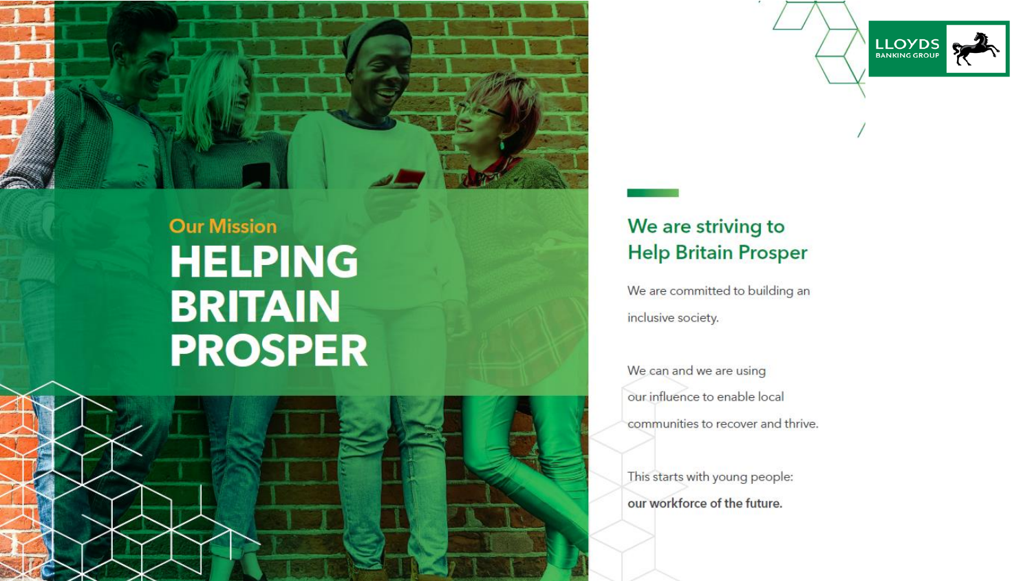LLOYDS BANKING GROUP

Our Mission

# HELPING BRITAIN PROSPER

## We are striving to Help Britain Prosper

We are committed to building an inclusive society.

We can and we are using our influence to enable local communities to recover and thrive.

This starts with young people: **our workforce of the future.**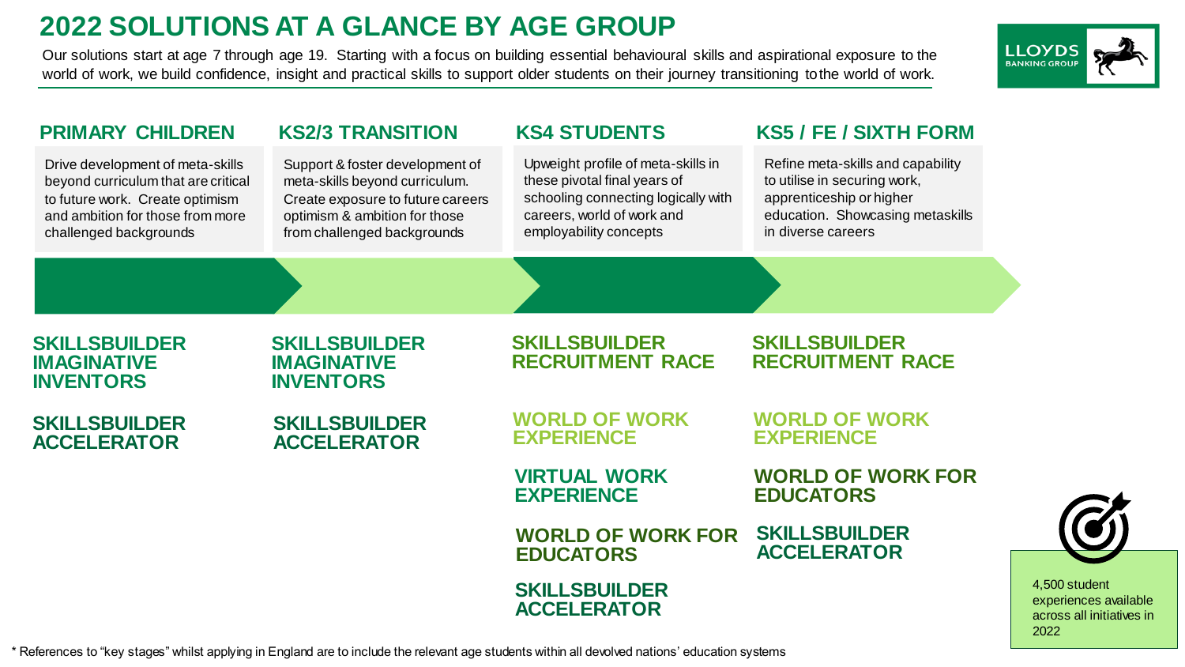# 2022 SOLUTIONS AT A GLANCE BY AGE GROUP

Our solutions start at age 7 through age 19. Starting with a focus on building essential behavioural skills and aspirational exposure to the world of work, we build confidence, insight and practical skills to support older students on their journey transitioning to the world of work.

| PRIMARY CHILDREN | KS2/3 TRANSITION | KS4 STUDENTS | KS5 / FE / SIXTH FORM |
| --- | --- | --- | --- |
| Drive development of meta-skills beyond curriculum that are critical to future work. Create optimism and ambition for those from more challenged backgrounds | Support & foster development of meta-skills beyond curriculum. Create exposure to future careers optimism & ambition for those from challenged backgrounds | Upweight profile of meta-skills in these pivotal final years of schooling connecting logically with careers, world of work and employability concepts | Refine meta-skills and capability to utilise in securing work, apprenticeship or higher education. Showcasing metaskills in diverse careers |
| **SKILLSBUILDER IMAGINATIVE INVENTORS** | **SKILLSBUILDER IMAGINATIVE INVENTORS** | **SKILLSBUILDER RECRUITMENT RACE** | **SKILLSBUILDER RECRUITMENT RACE** |
| **SKILLSBUILDER ACCELERATOR** | **SKILLSBUILDER ACCELERATOR** | **WORLD OF WORK EXPERIENCE** | **WORLD OF WORK EXPERIENCE** |
| | | **VIRTUAL WORK EXPERIENCE** | **WORLD OF WORK FOR EDUCATORS** |
| | | **WORLD OF WORK FOR EDUCATORS** | **SKILLSBUILDER ACCELERATOR** |
| | | **SKILLSBUILDER ACCELERATOR** | |

4,500 student experiences available across all initiatives in 2022

\* References to "key stages" whilst applying in England are to include the relevant age students within all devolved nations' education systems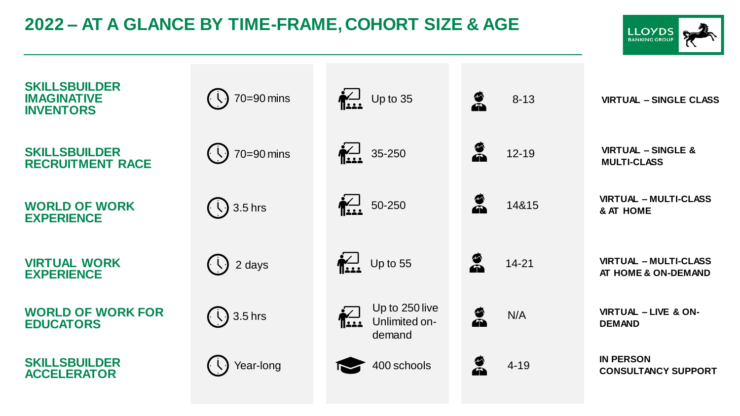# 2022 – AT A GLANCE BY TIME-FRAME, COHORT SIZE & AGE

| Programme | Time-frame | Cohort size | Age | Format |
|---|---|---|---|---|
| **SKILLSBUILDER IMAGINATIVE INVENTORS** | 70=90 mins | Up to 35 | 8-13 | VIRTUAL – SINGLE CLASS |
| **SKILLSBUILDER RECRUITMENT RACE** | 70=90 mins | 35-250 | 12-19 | VIRTUAL – SINGLE & MULTI-CLASS |
| **WORLD OF WORK EXPERIENCE** | 3.5 hrs | 50-250 | 14&15 | VIRTUAL – MULTI-CLASS & AT HOME |
| **VIRTUAL WORK EXPERIENCE** | 2 days | Up to 55 | 14-21 | VIRTUAL – MULTI-CLASS AT HOME & ON-DEMAND |
| **WORLD OF WORK FOR EDUCATORS** | 3.5 hrs | Up to 250 live Unlimited on-demand | N/A | VIRTUAL – LIVE & ON-DEMAND |
| **SKILLSBUILDER ACCELERATOR** | Year-long | 400 schools | 4-19 | IN PERSON CONSULTANCY SUPPORT |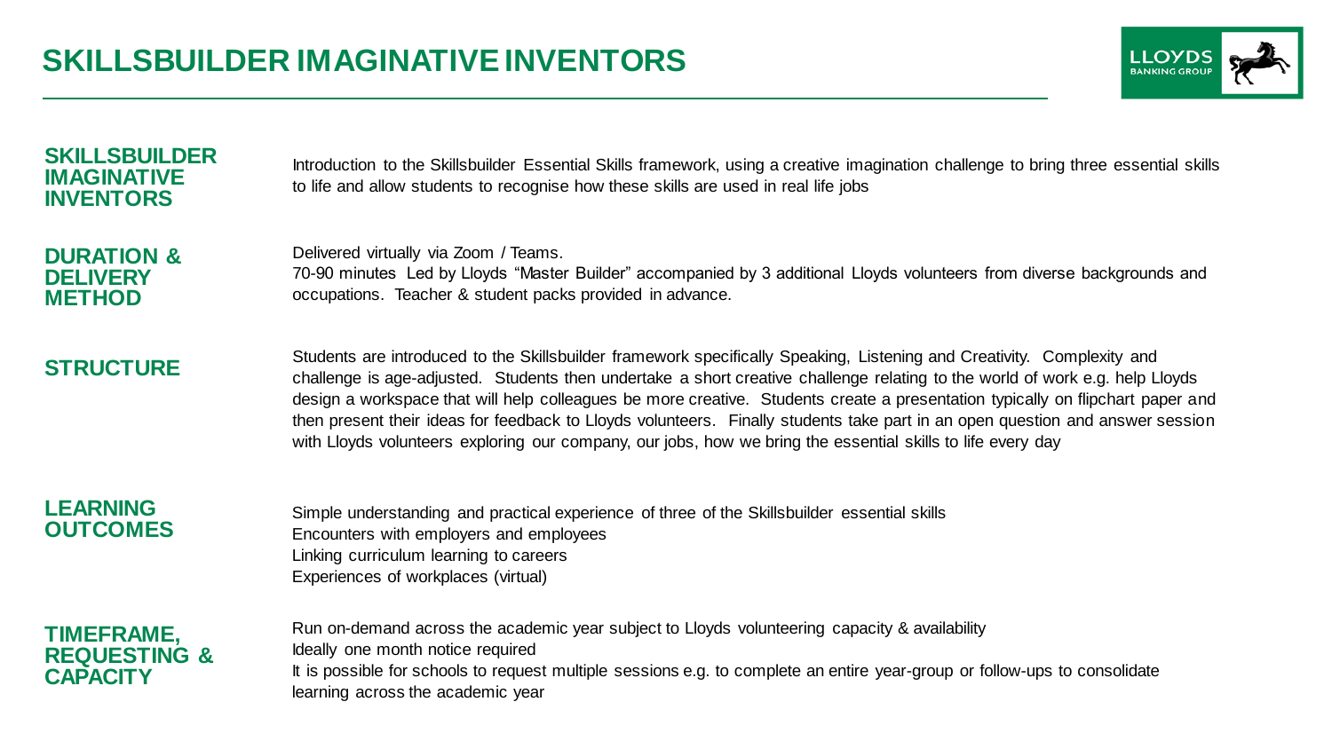# SKILLSBUILDER IMAGINATIVE INVENTORS

**SKILLSBUILDER IMAGINATIVE INVENTORS**

Introduction to the Skillsbuilder Essential Skills framework, using a creative imagination challenge to bring three essential skills to life and allow students to recognise how these skills are used in real life jobs

**DURATION & DELIVERY METHOD**

Delivered virtually via Zoom / Teams.
70-90 minutes Led by Lloyds "Master Builder" accompanied by 3 additional Lloyds volunteers from diverse backgrounds and occupations. Teacher & student packs provided in advance.

**STRUCTURE**

Students are introduced to the Skillsbuilder framework specifically Speaking, Listening and Creativity. Complexity and challenge is age-adjusted. Students then undertake a short creative challenge relating to the world of work e.g. help Lloyds design a workspace that will help colleagues be more creative. Students create a presentation typically on flipchart paper and then present their ideas for feedback to Lloyds volunteers. Finally students take part in an open question and answer session with Lloyds volunteers exploring our company, our jobs, how we bring the essential skills to life every day

**LEARNING OUTCOMES**

Simple understanding and practical experience of three of the Skillsbuilder essential skills
Encounters with employers and employees
Linking curriculum learning to careers
Experiences of workplaces (virtual)

**TIMEFRAME, REQUESTING & CAPACITY**

Run on-demand across the academic year subject to Lloyds volunteering capacity & availability
Ideally one month notice required
It is possible for schools to request multiple sessions e.g. to complete an entire year-group or follow-ups to consolidate learning across the academic year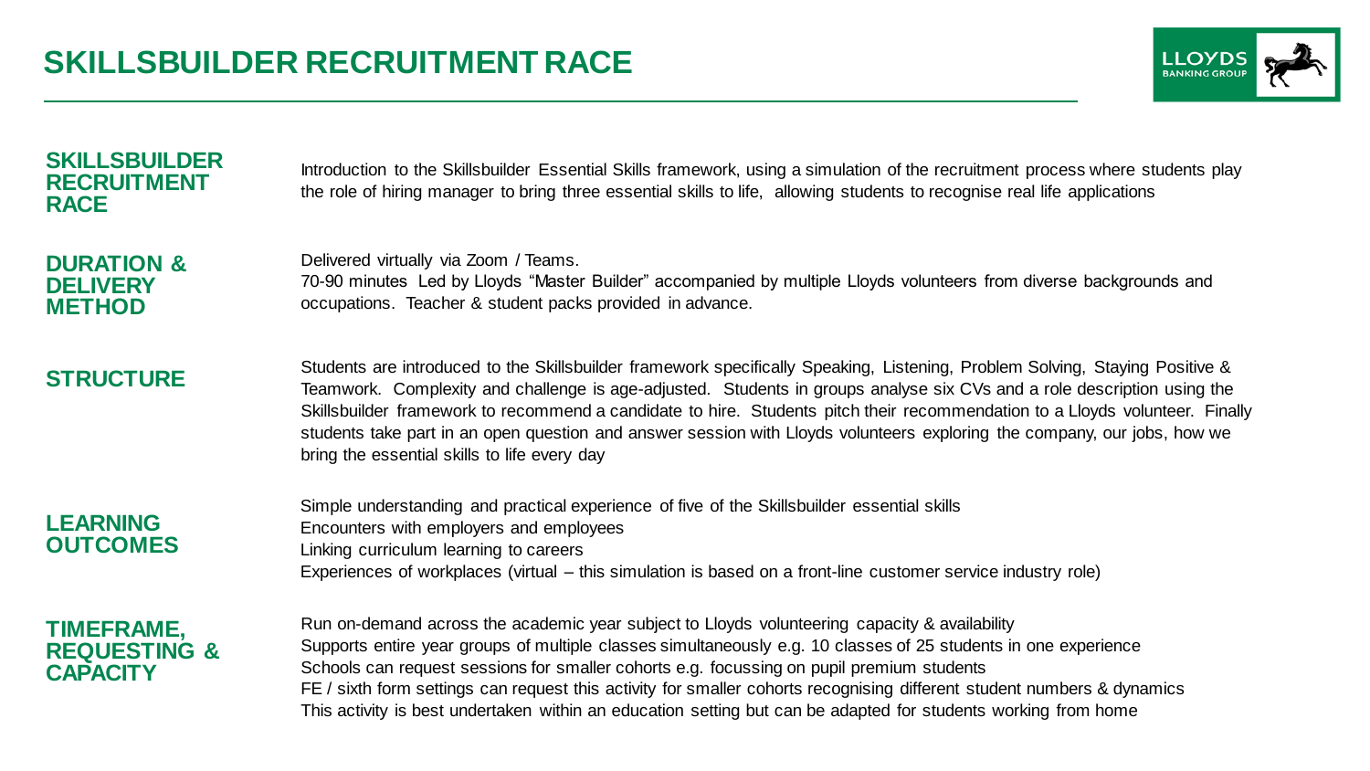# SKILLSBUILDER RECRUITMENT RACE

## SKILLSBUILDER RECRUITMENT RACE

Introduction to the Skillsbuilder Essential Skills framework, using a simulation of the recruitment process where students play the role of hiring manager to bring three essential skills to life, allowing students to recognise real life applications

## DURATION & DELIVERY METHOD

Delivered virtually via Zoom / Teams.
70-90 minutes Led by Lloyds "Master Builder" accompanied by multiple Lloyds volunteers from diverse backgrounds and occupations. Teacher & student packs provided in advance.

## STRUCTURE

Students are introduced to the Skillsbuilder framework specifically Speaking, Listening, Problem Solving, Staying Positive & Teamwork. Complexity and challenge is age-adjusted. Students in groups analyse six CVs and a role description using the Skillsbuilder framework to recommend a candidate to hire. Students pitch their recommendation to a Lloyds volunteer. Finally students take part in an open question and answer session with Lloyds volunteers exploring the company, our jobs, how we bring the essential skills to life every day

## LEARNING OUTCOMES

Simple understanding and practical experience of five of the Skillsbuilder essential skills
Encounters with employers and employees
Linking curriculum learning to careers
Experiences of workplaces (virtual – this simulation is based on a front-line customer service industry role)

## TIMEFRAME, REQUESTING & CAPACITY

Run on-demand across the academic year subject to Lloyds volunteering capacity & availability
Supports entire year groups of multiple classes simultaneously e.g. 10 classes of 25 students in one experience
Schools can request sessions for smaller cohorts e.g. focussing on pupil premium students
FE / sixth form settings can request this activity for smaller cohorts recognising different student numbers & dynamics
This activity is best undertaken within an education setting but can be adapted for students working from home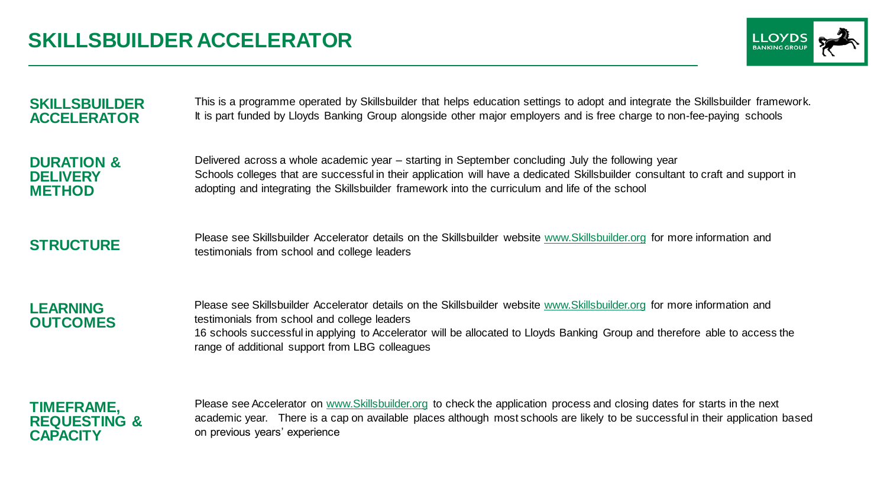# SKILLSBUILDER ACCELERATOR

## SKILLSBUILDER ACCELERATOR

This is a programme operated by Skillsbuilder that helps education settings to adopt and integrate the Skillsbuilder framework. It is part funded by Lloyds Banking Group alongside other major employers and is free charge to non-fee-paying schools

## DURATION & DELIVERY METHOD

Delivered across a whole academic year – starting in September concluding July the following year

Schools colleges that are successful in their application will have a dedicated Skillsbuilder consultant to craft and support in adopting and integrating the Skillsbuilder framework into the curriculum and life of the school

## STRUCTURE

Please see Skillsbuilder Accelerator details on the Skillsbuilder website www.Skillsbuilder.org for more information and testimonials from school and college leaders

## LEARNING OUTCOMES

Please see Skillsbuilder Accelerator details on the Skillsbuilder website www.Skillsbuilder.org for more information and testimonials from school and college leaders

16 schools successful in applying to Accelerator will be allocated to Lloyds Banking Group and therefore able to access the range of additional support from LBG colleagues

## TIMEFRAME, REQUESTING & CAPACITY

Please see Accelerator on www.Skillsbuilder.org to check the application process and closing dates for starts in the next academic year. There is a cap on available places although most schools are likely to be successful in their application based on previous years' experience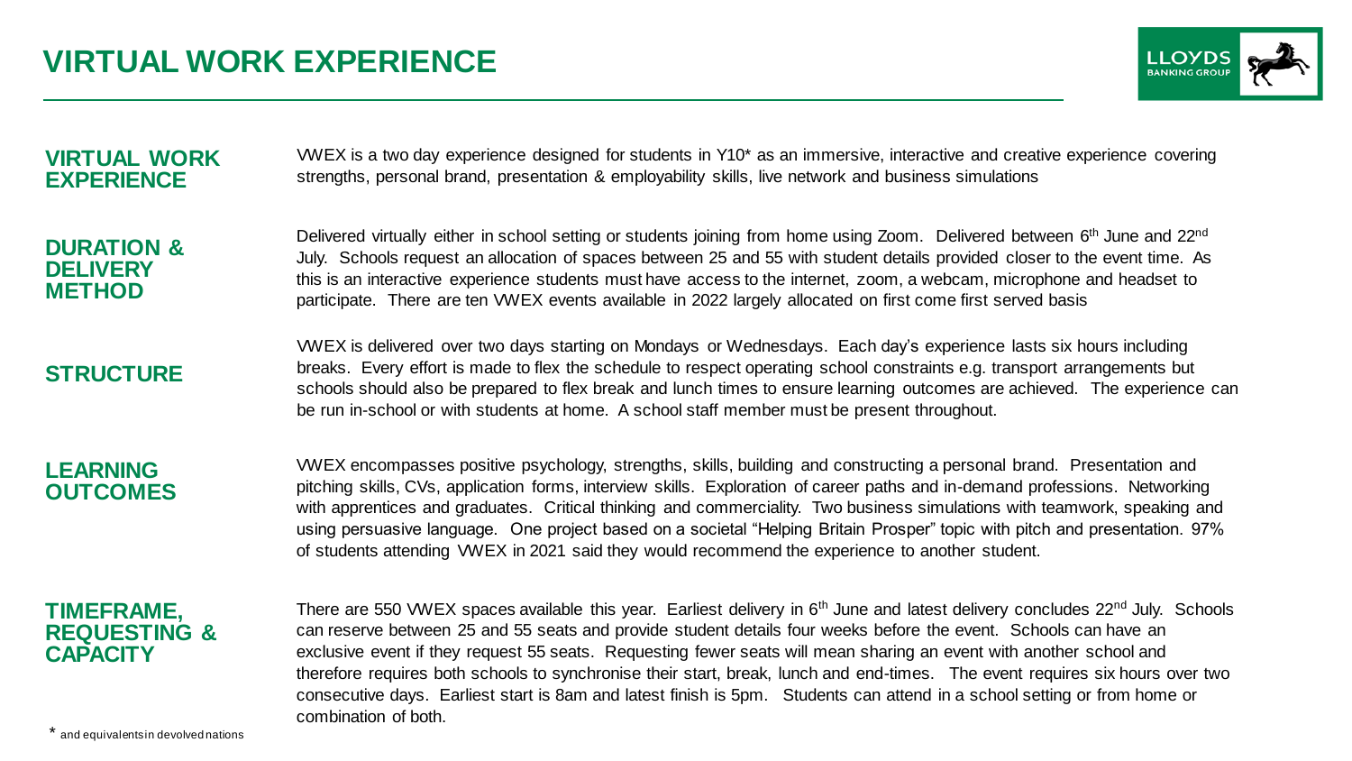# VIRTUAL WORK EXPERIENCE

## VIRTUAL WORK EXPERIENCE

VWEX is a two day experience designed for students in Y10* as an immersive, interactive and creative experience covering strengths, personal brand, presentation & employability skills, live network and business simulations

## DURATION & DELIVERY METHOD

Delivered virtually either in school setting or students joining from home using Zoom. Delivered between 6th June and 22nd July. Schools request an allocation of spaces between 25 and 55 with student details provided closer to the event time. As this is an interactive experience students must have access to the internet, zoom, a webcam, microphone and headset to participate. There are ten VWEX events available in 2022 largely allocated on first come first served basis

## STRUCTURE

VWEX is delivered over two days starting on Mondays or Wednesdays. Each day's experience lasts six hours including breaks. Every effort is made to flex the schedule to respect operating school constraints e.g. transport arrangements but schools should also be prepared to flex break and lunch times to ensure learning outcomes are achieved. The experience can be run in-school or with students at home. A school staff member must be present throughout.

## LEARNING OUTCOMES

VWEX encompasses positive psychology, strengths, skills, building and constructing a personal brand. Presentation and pitching skills, CVs, application forms, interview skills. Exploration of career paths and in-demand professions. Networking with apprentices and graduates. Critical thinking and commerciality. Two business simulations with teamwork, speaking and using persuasive language. One project based on a societal "Helping Britain Prosper" topic with pitch and presentation. 97% of students attending VWEX in 2021 said they would recommend the experience to another student.

## TIMEFRAME, REQUESTING & CAPACITY

There are 550 VWEX spaces available this year. Earliest delivery in 6th June and latest delivery concludes 22nd July. Schools can reserve between 25 and 55 seats and provide student details four weeks before the event. Schools can have an exclusive event if they request 55 seats. Requesting fewer seats will mean sharing an event with another school and therefore requires both schools to synchronise their start, break, lunch and end-times. The event requires six hours over two consecutive days. Earliest start is 8am and latest finish is 5pm. Students can attend in a school setting or from home or combination of both.

* and equivalents in devolved nations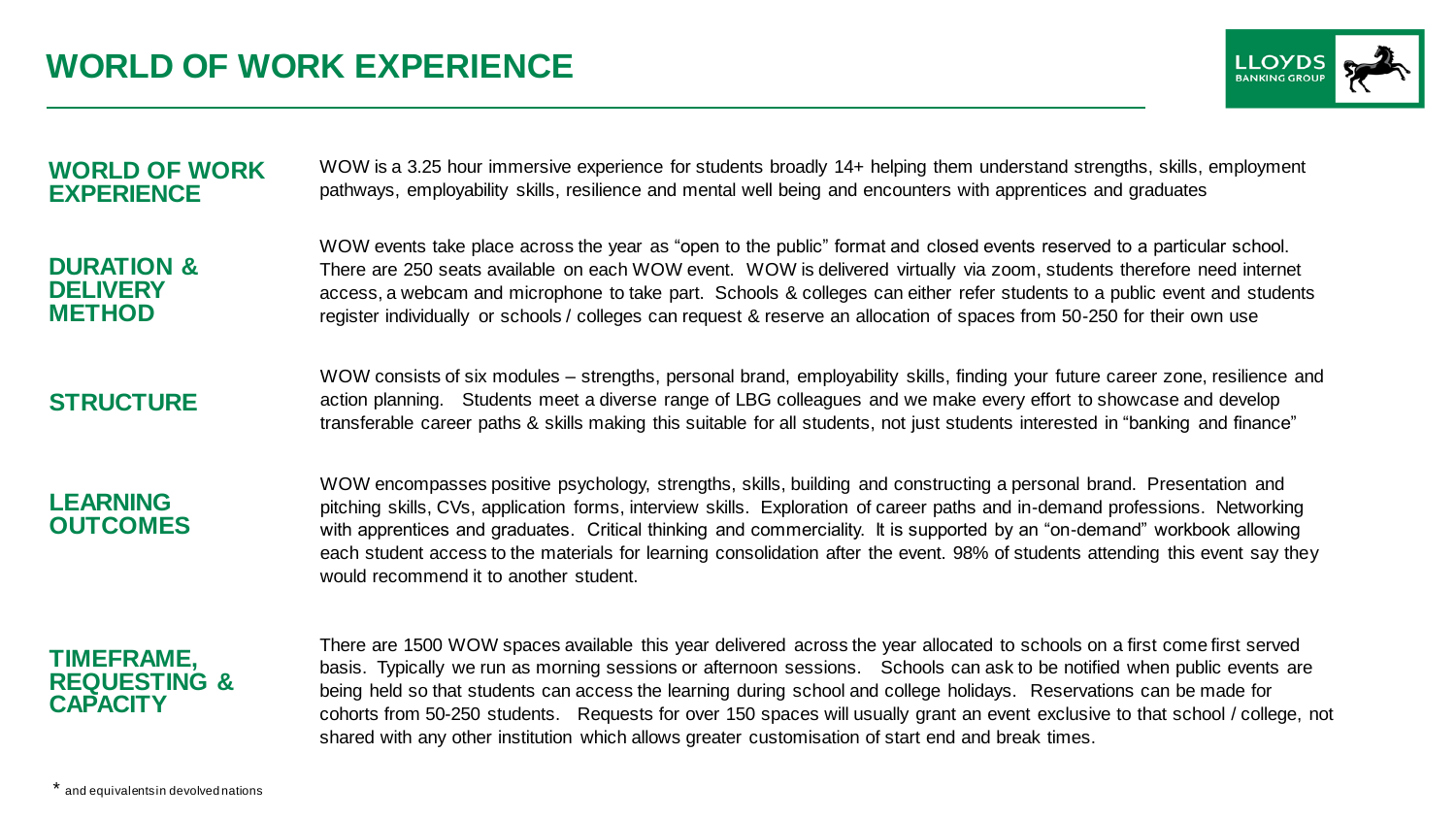# WORLD OF WORK EXPERIENCE

## WORLD OF WORK EXPERIENCE

WOW is a 3.25 hour immersive experience for students broadly 14+ helping them understand strengths, skills, employment pathways, employability skills, resilience and mental well being and encounters with apprentices and graduates

## DURATION & DELIVERY METHOD

WOW events take place across the year as "open to the public" format and closed events reserved to a particular school. There are 250 seats available on each WOW event. WOW is delivered virtually via zoom, students therefore need internet access, a webcam and microphone to take part. Schools & colleges can either refer students to a public event and students register individually or schools / colleges can request & reserve an allocation of spaces from 50-250 for their own use

## STRUCTURE

WOW consists of six modules – strengths, personal brand, employability skills, finding your future career zone, resilience and action planning. Students meet a diverse range of LBG colleagues and we make every effort to showcase and develop transferable career paths & skills making this suitable for all students, not just students interested in "banking and finance"

## LEARNING OUTCOMES

WOW encompasses positive psychology, strengths, skills, building and constructing a personal brand. Presentation and pitching skills, CVs, application forms, interview skills. Exploration of career paths and in-demand professions. Networking with apprentices and graduates. Critical thinking and commerciality. It is supported by an "on-demand" workbook allowing each student access to the materials for learning consolidation after the event. 98% of students attending this event say they would recommend it to another student.

## TIMEFRAME, REQUESTING & CAPACITY

There are 1500 WOW spaces available this year delivered across the year allocated to schools on a first come first served basis. Typically we run as morning sessions or afternoon sessions. Schools can ask to be notified when public events are being held so that students can access the learning during school and college holidays. Reservations can be made for cohorts from 50-250 students. Requests for over 150 spaces will usually grant an event exclusive to that school / college, not shared with any other institution which allows greater customisation of start end and break times.

* and equivalents in devolved nations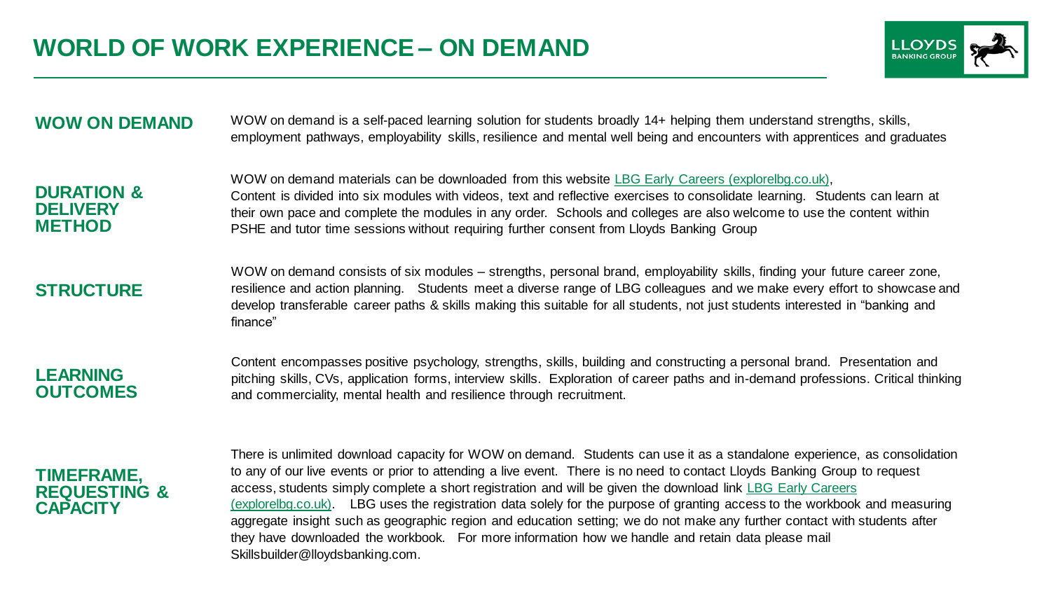# WORLD OF WORK EXPERIENCE – ON DEMAND

## WOW ON DEMAND

WOW on demand is a self-paced learning solution for students broadly 14+ helping them understand strengths, skills, employment pathways, employability skills, resilience and mental well being and encounters with apprentices and graduates

## DURATION & DELIVERY METHOD

WOW on demand materials can be downloaded from this website [LBG Early Careers (explorelbg.co.uk)](explorelbg.co.uk),
Content is divided into six modules with videos, text and reflective exercises to consolidate learning. Students can learn at their own pace and complete the modules in any order. Schools and colleges are also welcome to use the content within PSHE and tutor time sessions without requiring further consent from Lloyds Banking Group

## STRUCTURE

WOW on demand consists of six modules – strengths, personal brand, employability skills, finding your future career zone, resilience and action planning. Students meet a diverse range of LBG colleagues and we make every effort to showcase and develop transferable career paths & skills making this suitable for all students, not just students interested in "banking and finance"

## LEARNING OUTCOMES

Content encompasses positive psychology, strengths, skills, building and constructing a personal brand. Presentation and pitching skills, CVs, application forms, interview skills. Exploration of career paths and in-demand professions. Critical thinking and commerciality, mental health and resilience through recruitment.

## TIMEFRAME, REQUESTING & CAPACITY

There is unlimited download capacity for WOW on demand. Students can use it as a standalone experience, as consolidation to any of our live events or prior to attending a live event. There is no need to contact Lloyds Banking Group to request access, students simply complete a short registration and will be given the download link [LBG Early Careers (explorelbg.co.uk)](explorelbg.co.uk). LBG uses the registration data solely for the purpose of granting access to the workbook and measuring aggregate insight such as geographic region and education setting; we do not make any further contact with students after they have downloaded the workbook. For more information how we handle and retain data please mail Skillsbuilder@lloydsbanking.com.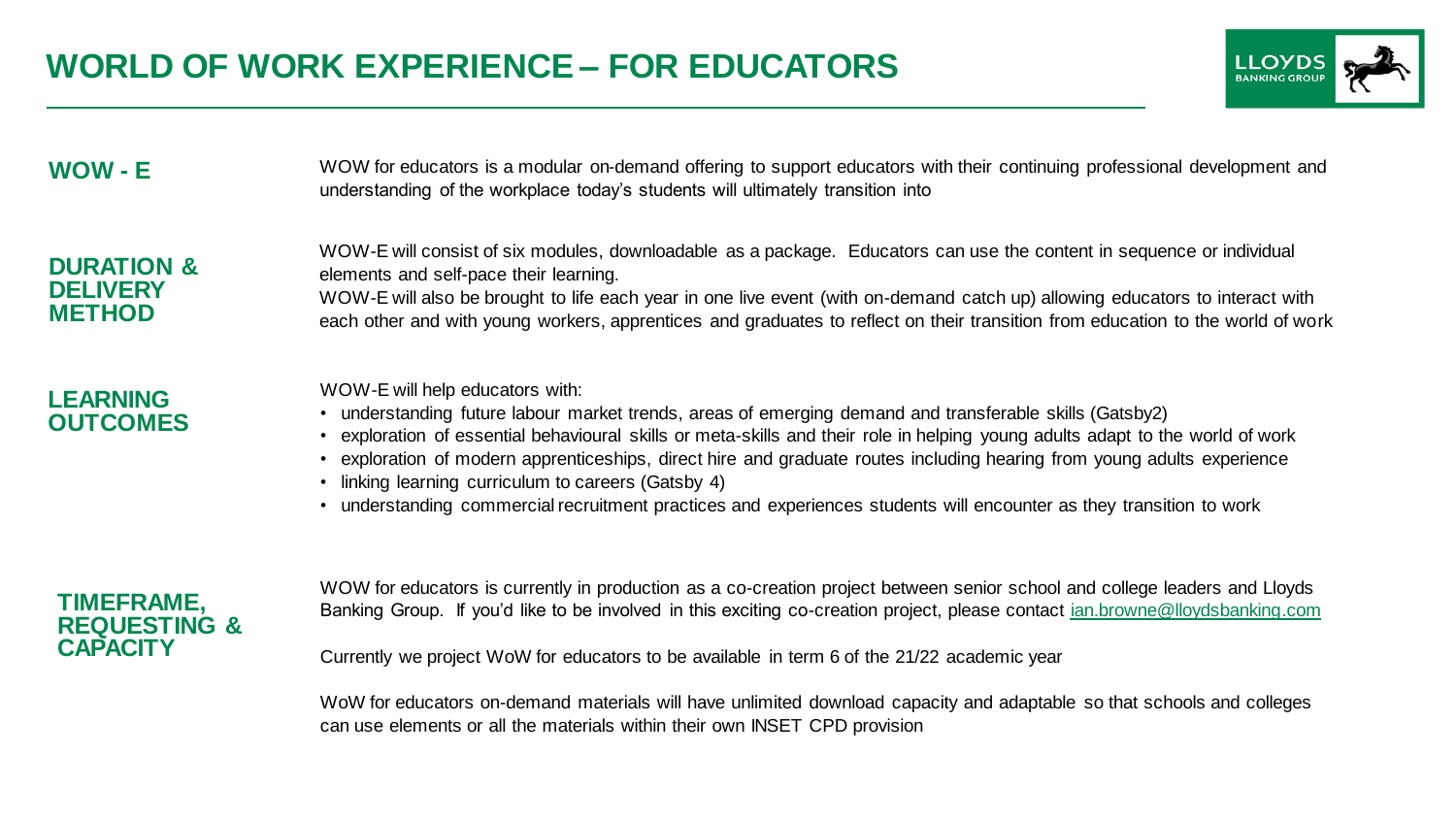# WORLD OF WORK EXPERIENCE – FOR EDUCATORS

## WOW - E

WOW for educators is a modular on-demand offering to support educators with their continuing professional development and understanding of the workplace today's students will ultimately transition into

## DURATION & DELIVERY METHOD

WOW-E will consist of six modules, downloadable as a package. Educators can use the content in sequence or individual elements and self-pace their learning.

WOW-E will also be brought to life each year in one live event (with on-demand catch up) allowing educators to interact with each other and with young workers, apprentices and graduates to reflect on their transition from education to the world of work

## LEARNING OUTCOMES

WOW-E will help educators with:

- understanding future labour market trends, areas of emerging demand and transferable skills (Gatsby2)
- exploration of essential behavioural skills or meta-skills and their role in helping young adults adapt to the world of work
- exploration of modern apprenticeships, direct hire and graduate routes including hearing from young adults experience
- linking learning curriculum to careers (Gatsby 4)
- understanding commercial recruitment practices and experiences students will encounter as they transition to work

## TIMEFRAME, REQUESTING & CAPACITY

WOW for educators is currently in production as a co-creation project between senior school and college leaders and Lloyds Banking Group. If you'd like to be involved in this exciting co-creation project, please contact ian.browne@lloydsbanking.com

Currently we project WoW for educators to be available in term 6 of the 21/22 academic year

WoW for educators on-demand materials will have unlimited download capacity and adaptable so that schools and colleges can use elements or all the materials within their own INSET CPD provision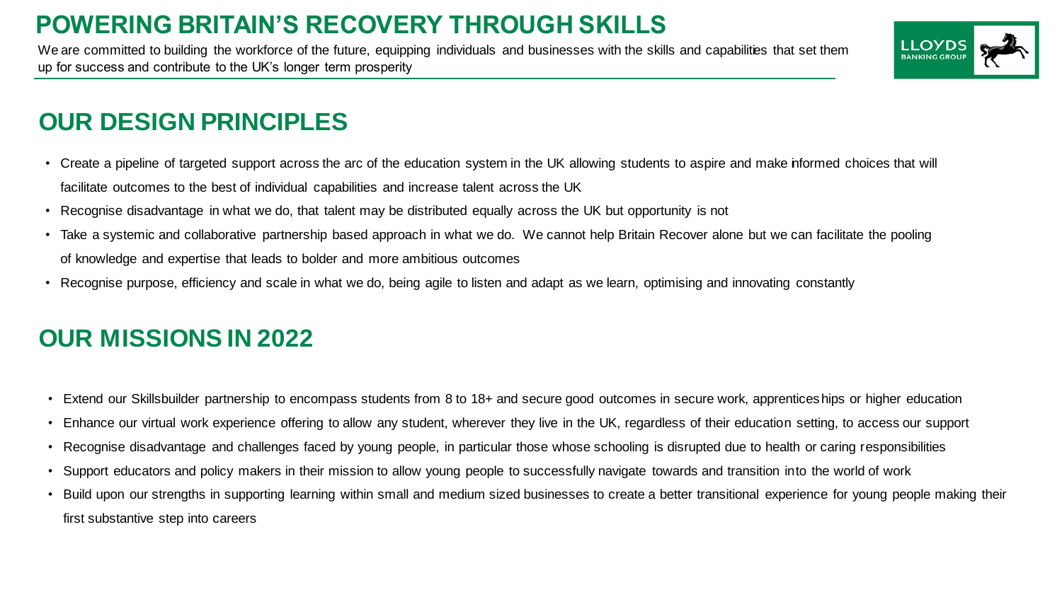# POWERING BRITAIN'S RECOVERY THROUGH SKILLS

We are committed to building the workforce of the future, equipping individuals and businesses with the skills and capabilities that set them up for success and contribute to the UK's longer term prosperity

## OUR DESIGN PRINCIPLES

- Create a pipeline of targeted support across the arc of the education system in the UK allowing students to aspire and make informed choices that will facilitate outcomes to the best of individual capabilities and increase talent across the UK
- Recognise disadvantage in what we do, that talent may be distributed equally across the UK but opportunity is not
- Take a systemic and collaborative partnership based approach in what we do. We cannot help Britain Recover alone but we can facilitate the pooling of knowledge and expertise that leads to bolder and more ambitious outcomes
- Recognise purpose, efficiency and scale in what we do, being agile to listen and adapt as we learn, optimising and innovating constantly

## OUR MISSIONS IN 2022

- Extend our Skillsbuilder partnership to encompass students from 8 to 18+ and secure good outcomes in secure work, apprenticeships or higher education
- Enhance our virtual work experience offering to allow any student, wherever they live in the UK, regardless of their education setting, to access our support
- Recognise disadvantage and challenges faced by young people, in particular those whose schooling is disrupted due to health or caring responsibilities
- Support educators and policy makers in their mission to allow young people to successfully navigate towards and transition into the world of work
- Build upon our strengths in supporting learning within small and medium sized businesses to create a better transitional experience for young people making their first substantive step into careers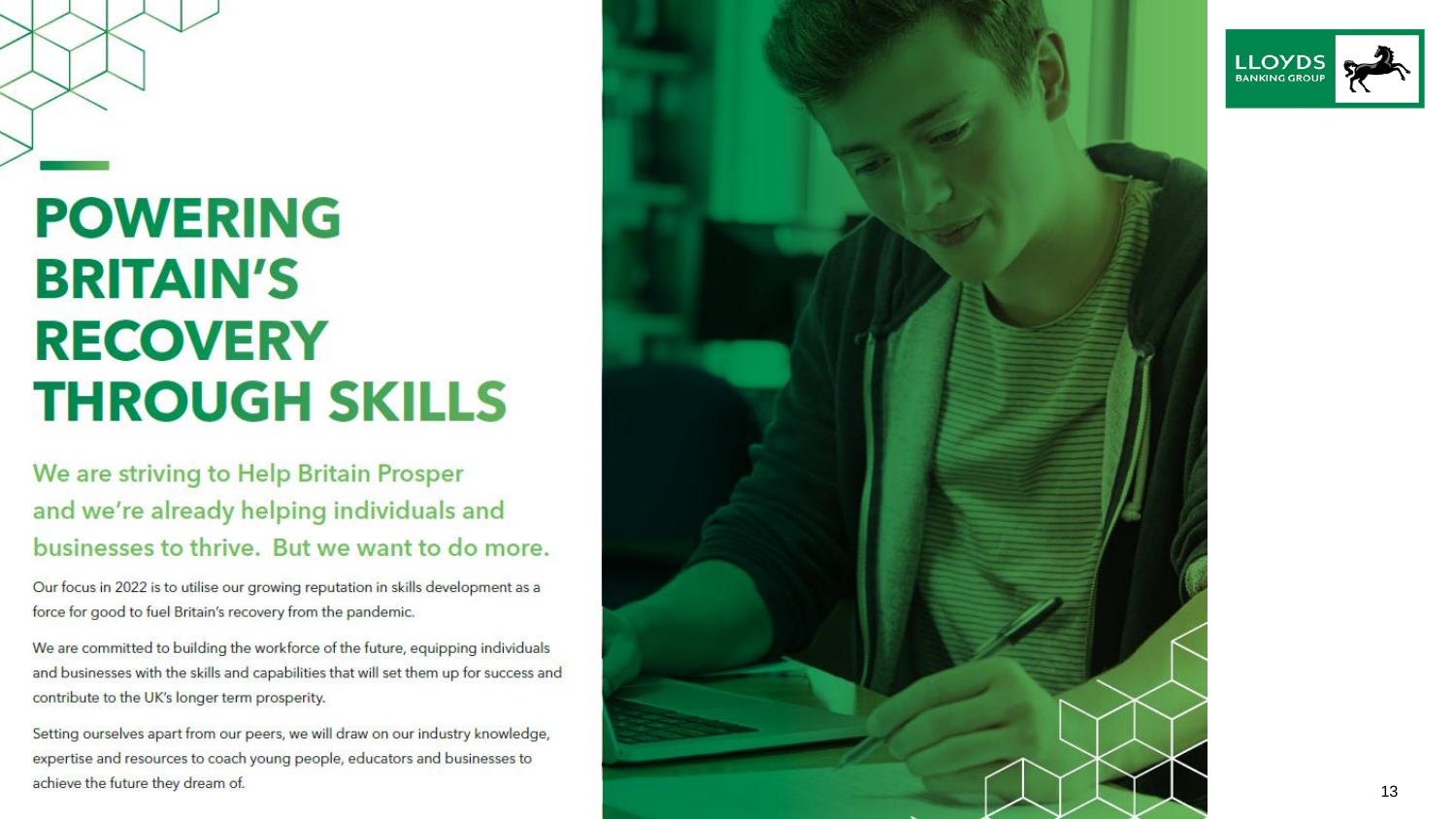# POWERING BRITAIN'S RECOVERY THROUGH SKILLS

## We are striving to Help Britain Prosper and we're already helping individuals and businesses to thrive. But we want to do more.

Our focus in 2022 is to utilise our growing reputation in skills development as a force for good to fuel Britain's recovery from the pandemic.

We are committed to building the workforce of the future, equipping individuals and businesses with the skills and capabilities that will set them up for success and contribute to the UK's longer term prosperity.

Setting ourselves apart from our peers, we will draw on our industry knowledge, expertise and resources to coach young people, educators and businesses to achieve the future they dream of.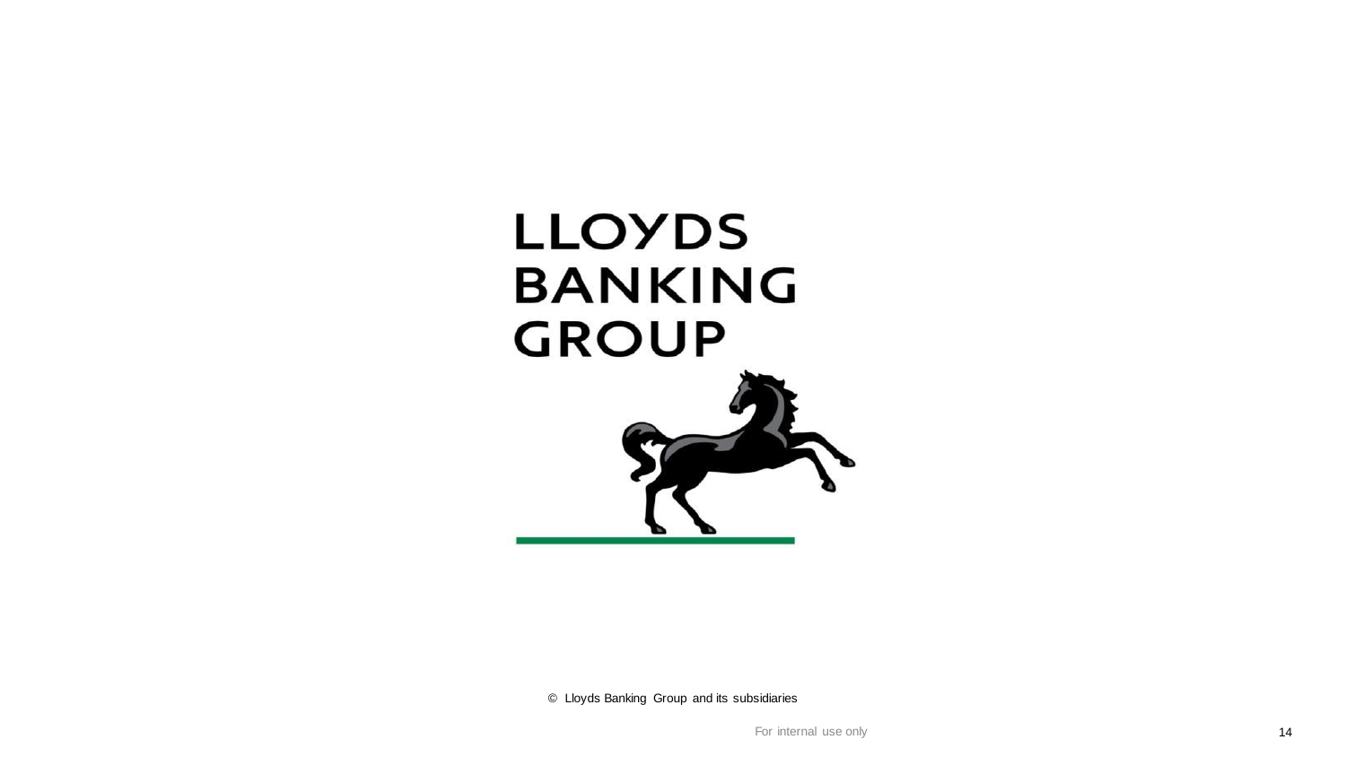LLOYDS
BANKING
GROUP

© Lloyds Banking Group and its subsidiaries

For internal use only